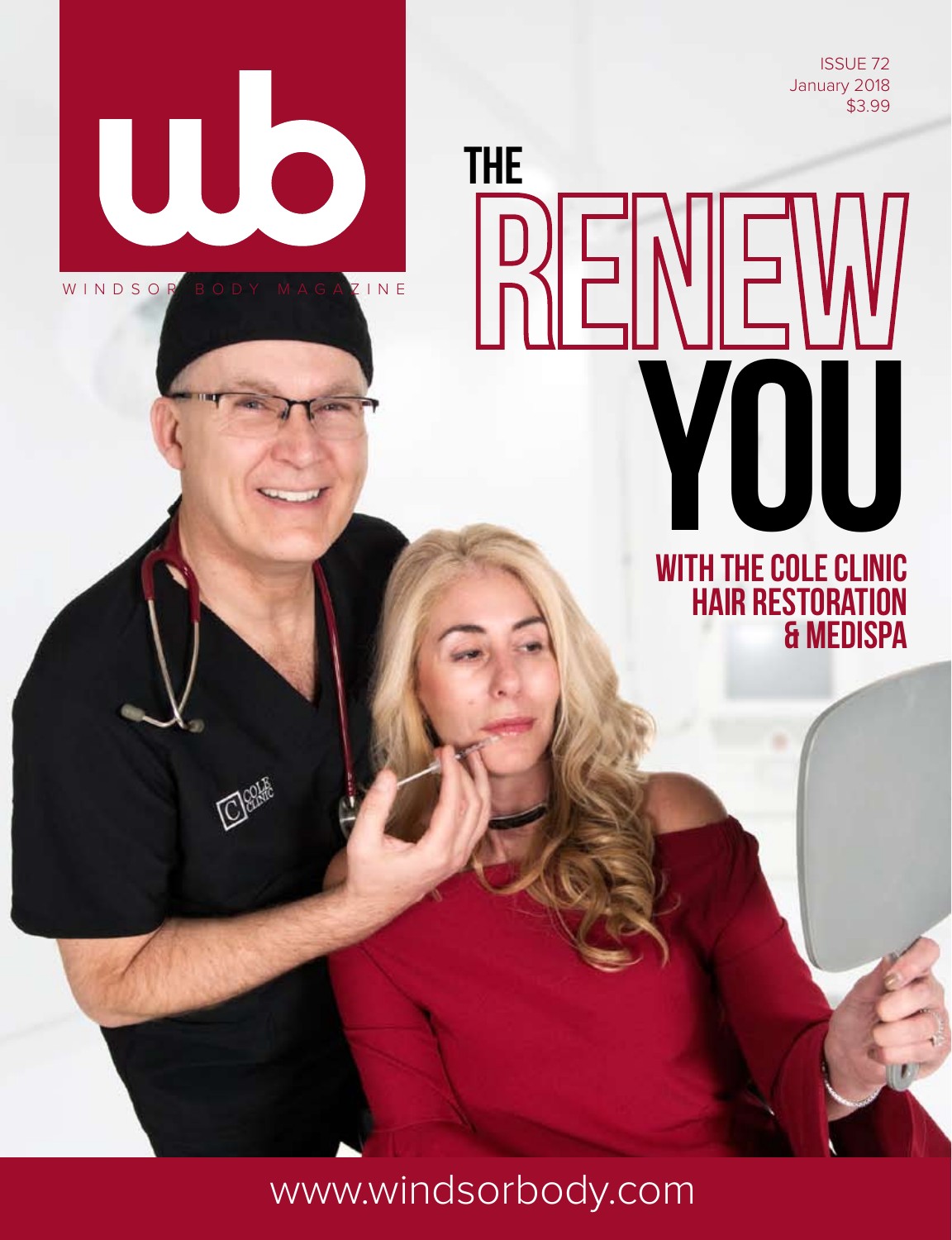# wb

WINDSOR BODY MAGAZINE

ISSUE 72
January 2018
$3.99

# THE RENEW YOU

## WITH THE COLE CLINIC HAIR RESTORATION & MEDISPA

www.windsorbody.com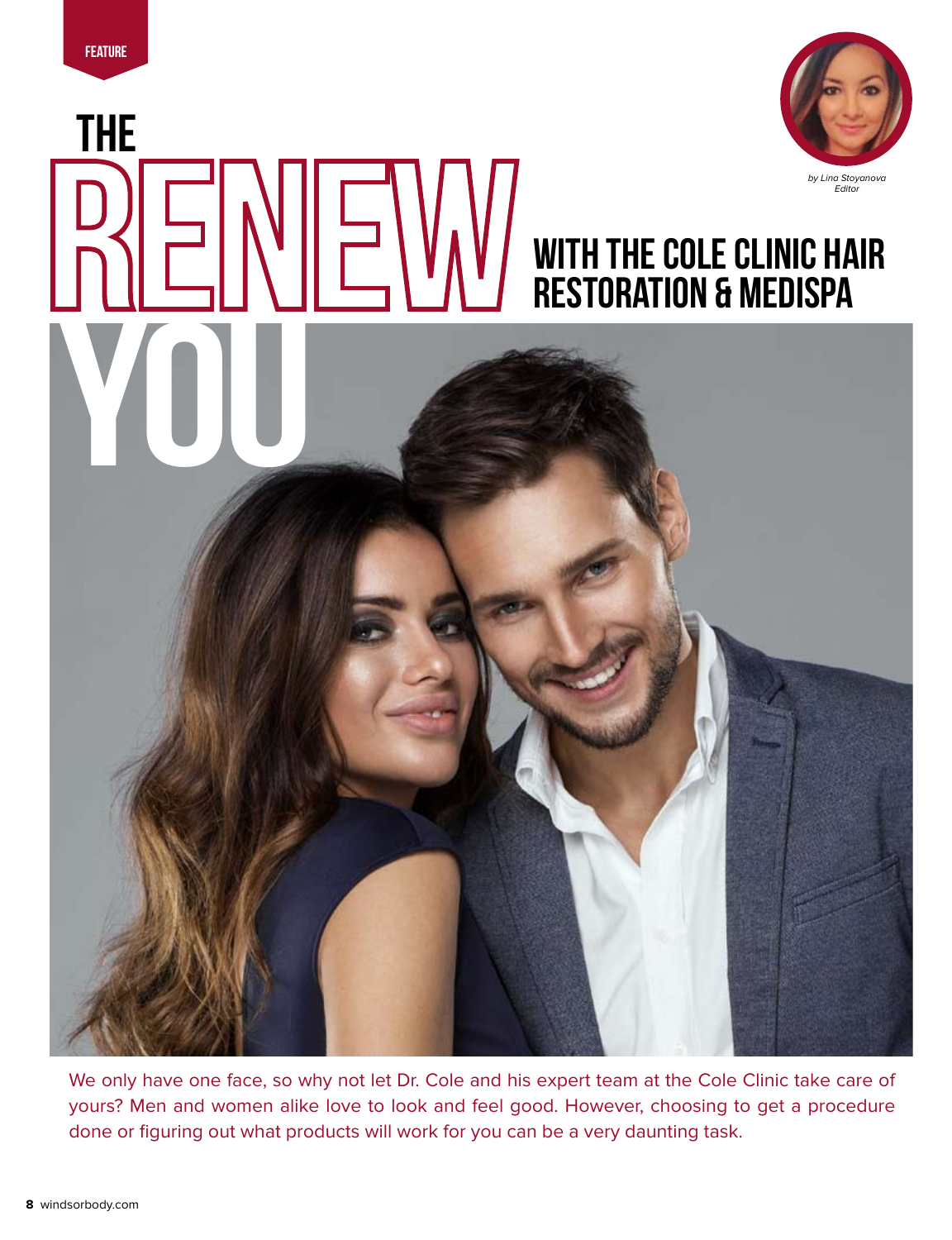FEATURE

# THE RENEW YOU

## WITH THE COLE CLINIC HAIR RESTORATION & MEDISPA

*by Lina Stoyanova*
*Editor*

We only have one face, so why not let Dr. Cole and his expert team at the Cole Clinic take care of yours? Men and women alike love to look and feel good. However, choosing to get a procedure done or figuring out what products will work for you can be a very daunting task.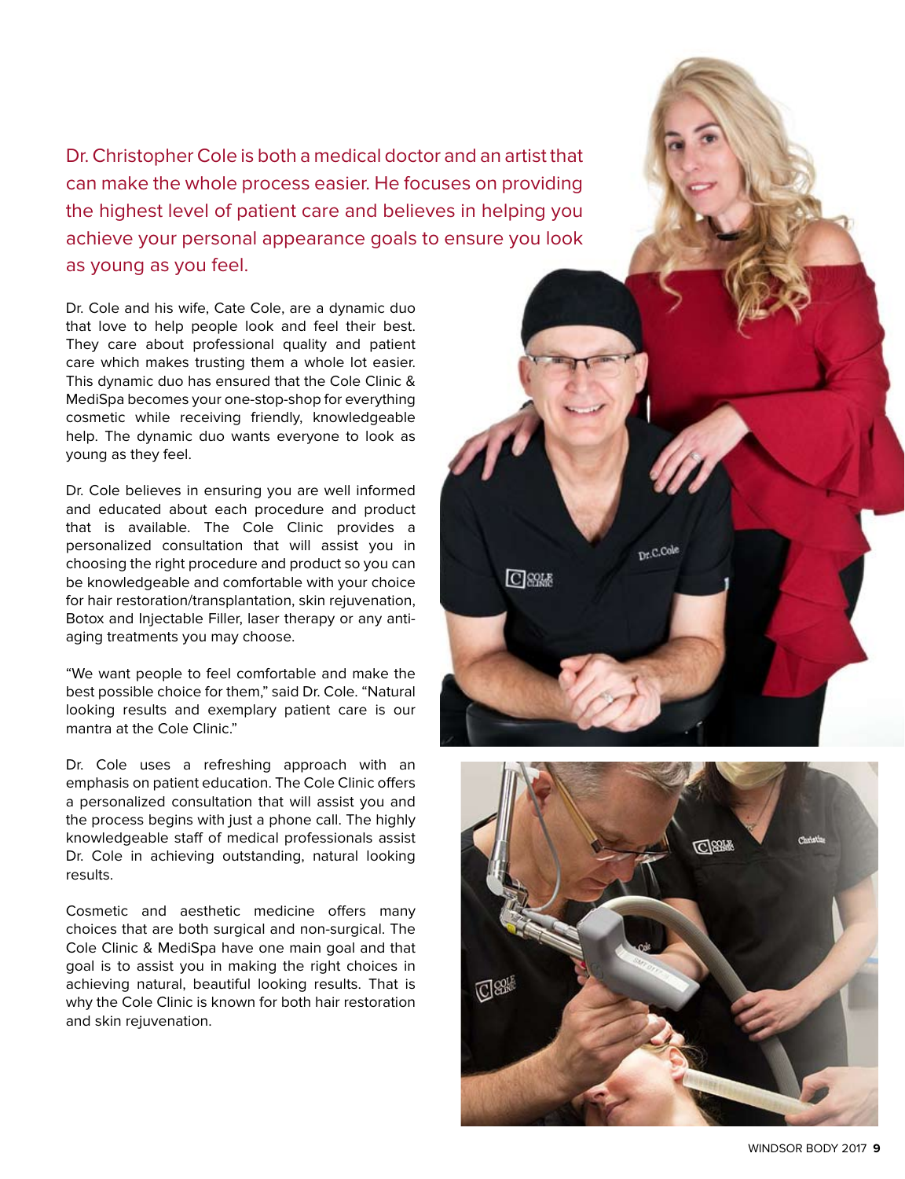Dr. Christopher Cole is both a medical doctor and an artist that can make the whole process easier. He focuses on providing the highest level of patient care and believes in helping you achieve your personal appearance goals to ensure you look as young as you feel.

Dr. Cole and his wife, Cate Cole, are a dynamic duo that love to help people look and feel their best. They care about professional quality and patient care which makes trusting them a whole lot easier. This dynamic duo has ensured that the Cole Clinic & MediSpa becomes your one-stop-shop for everything cosmetic while receiving friendly, knowledgeable help. The dynamic duo wants everyone to look as young as they feel.

Dr. Cole believes in ensuring you are well informed and educated about each procedure and product that is available. The Cole Clinic provides a personalized consultation that will assist you in choosing the right procedure and product so you can be knowledgeable and comfortable with your choice for hair restoration/transplantation, skin rejuvenation, Botox and Injectable Filler, laser therapy or any anti-aging treatments you may choose.

"We want people to feel comfortable and make the best possible choice for them," said Dr. Cole. "Natural looking results and exemplary patient care is our mantra at the Cole Clinic."

Dr. Cole uses a refreshing approach with an emphasis on patient education. The Cole Clinic offers a personalized consultation that will assist you and the process begins with just a phone call. The highly knowledgeable staff of medical professionals assist Dr. Cole in achieving outstanding, natural looking results.

Cosmetic and aesthetic medicine offers many choices that are both surgical and non-surgical. The Cole Clinic & MediSpa have one main goal and that goal is to assist you in making the right choices in achieving natural, beautiful looking results. That is why the Cole Clinic is known for both hair restoration and skin rejuvenation.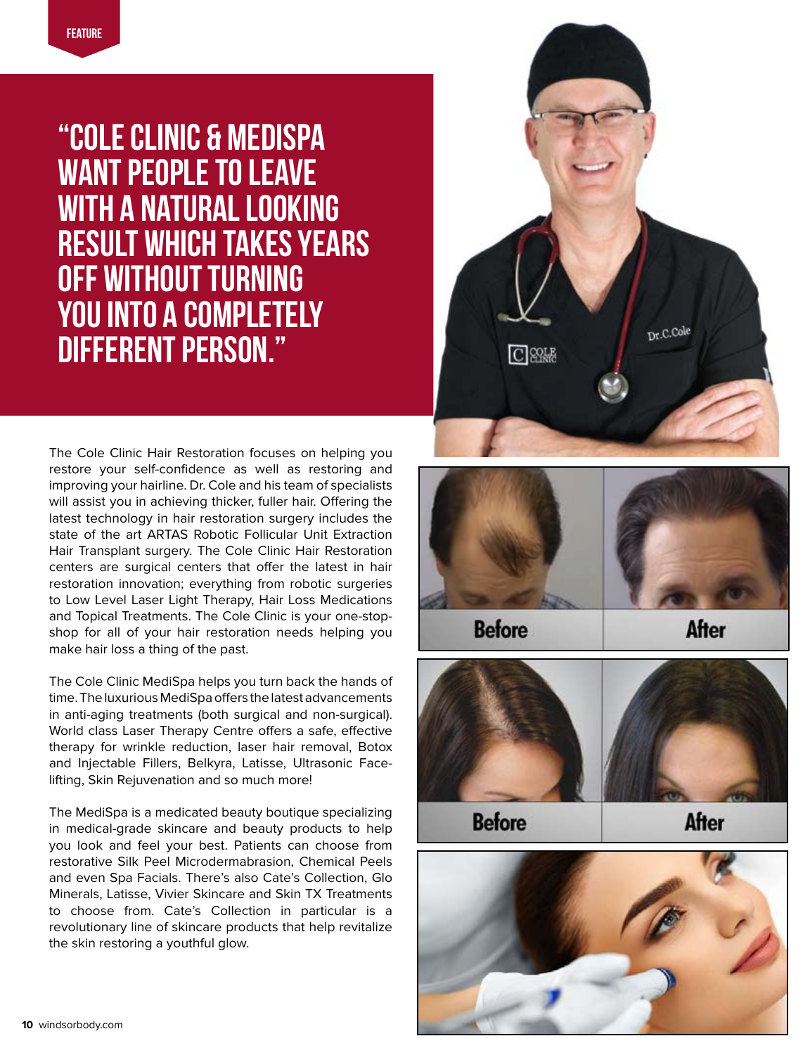FEATURE

# "COLE CLINIC & MEDISPA WANT PEOPLE TO LEAVE WITH A NATURAL LOOKING RESULT WHICH TAKES YEARS OFF WITHOUT TURNING YOU INTO A COMPLETELY DIFFERENT PERSON."

The Cole Clinic Hair Restoration focuses on helping you restore your self-confidence as well as restoring and improving your hairline. Dr. Cole and his team of specialists will assist you in achieving thicker, fuller hair. Offering the latest technology in hair restoration surgery includes the state of the art ARTAS Robotic Follicular Unit Extraction Hair Transplant surgery. The Cole Clinic Hair Restoration centers are surgical centers that offer the latest in hair restoration innovation; everything from robotic surgeries to Low Level Laser Light Therapy, Hair Loss Medications and Topical Treatments. The Cole Clinic is your one-stop-shop for all of your hair restoration needs helping you make hair loss a thing of the past.

The Cole Clinic MediSpa helps you turn back the hands of time. The luxurious MediSpa offers the latest advancements in anti-aging treatments (both surgical and non-surgical). World class Laser Therapy Centre offers a safe, effective therapy for wrinkle reduction, laser hair removal, Botox and Injectable Fillers, Belkyra, Latisse, Ultrasonic Face-lifting, Skin Rejuvenation and so much more!

The MediSpa is a medicated beauty boutique specializing in medical-grade skincare and beauty products to help you look and feel your best. Patients can choose from restorative Silk Peel Microdermabrasion, Chemical Peels and even Spa Facials. There's also Cate's Collection, Glo Minerals, Latisse, Vivier Skincare and Skin TX Treatments to choose from. Cate's Collection in particular is a revolutionary line of skincare products that help revitalize the skin restoring a youthful glow.

Before After

Before After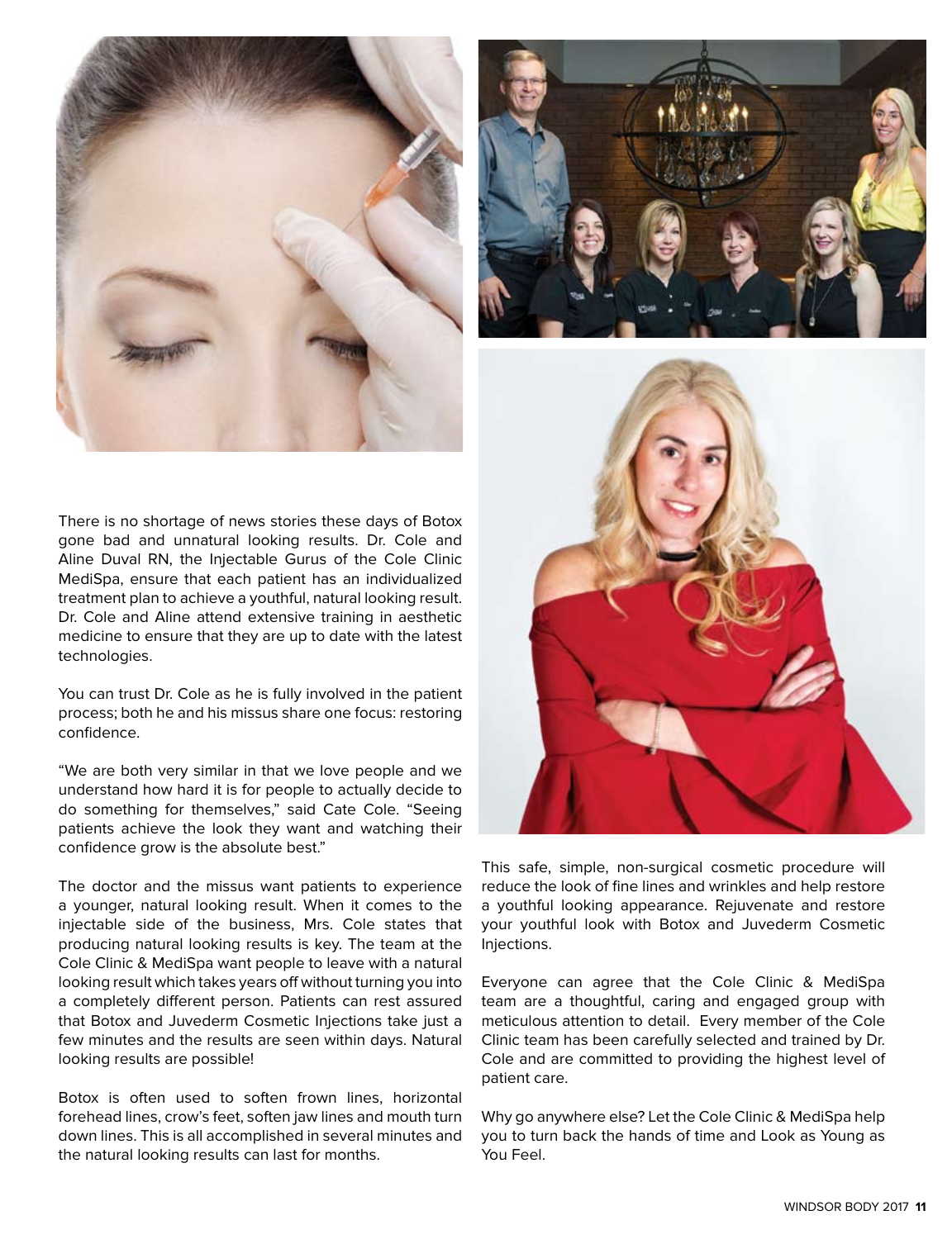There is no shortage of news stories these days of Botox gone bad and unnatural looking results. Dr. Cole and Aline Duval RN, the Injectable Gurus of the Cole Clinic MediSpa, ensure that each patient has an individualized treatment plan to achieve a youthful, natural looking result. Dr. Cole and Aline attend extensive training in aesthetic medicine to ensure that they are up to date with the latest technologies.

You can trust Dr. Cole as he is fully involved in the patient process; both he and his missus share one focus: restoring confidence.

“We are both very similar in that we love people and we understand how hard it is for people to actually decide to do something for themselves,” said Cate Cole. “Seeing patients achieve the look they want and watching their confidence grow is the absolute best.”

The doctor and the missus want patients to experience a younger, natural looking result. When it comes to the injectable side of the business, Mrs. Cole states that producing natural looking results is key. The team at the Cole Clinic & MediSpa want people to leave with a natural looking result which takes years off without turning you into a completely different person. Patients can rest assured that Botox and Juvederm Cosmetic Injections take just a few minutes and the results are seen within days. Natural looking results are possible!

Botox is often used to soften frown lines, horizontal forehead lines, crow’s feet, soften jaw lines and mouth turn down lines. This is all accomplished in several minutes and the natural looking results can last for months.

This safe, simple, non-surgical cosmetic procedure will reduce the look of fine lines and wrinkles and help restore a youthful looking appearance. Rejuvenate and restore your youthful look with Botox and Juvederm Cosmetic Injections.

Everyone can agree that the Cole Clinic & MediSpa team are a thoughtful, caring and engaged group with meticulous attention to detail. Every member of the Cole Clinic team has been carefully selected and trained by Dr. Cole and are committed to providing the highest level of patient care.

Why go anywhere else? Let the Cole Clinic & MediSpa help you to turn back the hands of time and Look as Young as You Feel.